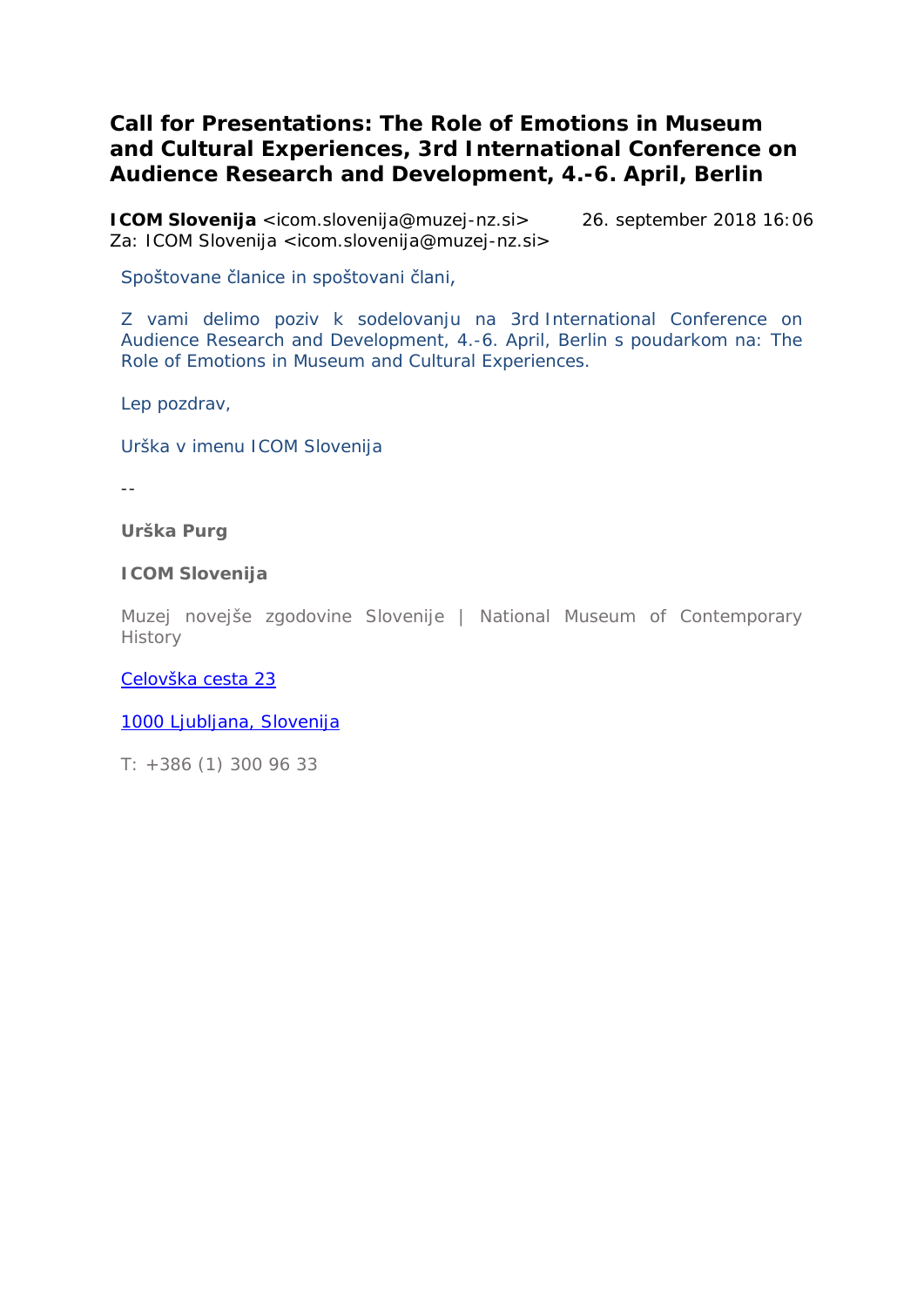# Call for Presentations: The Role of Emotions in Museum and Cultural Experiences, 3rd International Conference on Audience Research and Development, 4.-6. April, Berlin

**ICOM Slovenija** <icom.slovenija@muzej-nz.si> 26. september 2018 16:06
Za: ICOM Slovenija <icom.slovenija@muzej-nz.si>

Spoštovane članice in spoštovani člani,

Z vami delimo poziv k sodelovanju na 3rd International Conference on Audience Research and Development, 4.-6. April, Berlin s poudarkom na: The Role of Emotions in Museum and Cultural Experiences.

Lep pozdrav,

Urška v imenu ICOM Slovenija

--

**Urška Purg**

**ICOM Slovenija**

Muzej novejše zgodovine Slovenije | National Museum of Contemporary History

Celovška cesta 23

1000 Ljubljana, Slovenija

T: +386 (1) 300 96 33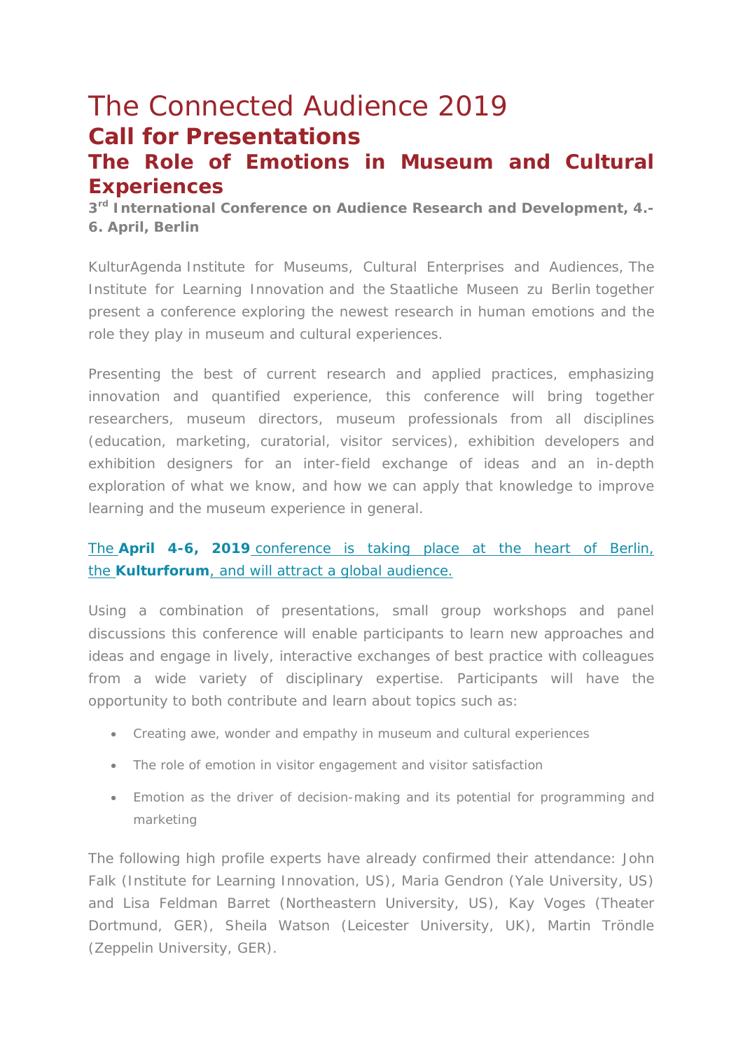# The Connected Audience 2019

## Call for Presentations

## The Role of Emotions in Museum and Cultural Experiences

**3rd International Conference on Audience Research and Development, 4.-6. April, Berlin**

KulturAgenda Institute for Museums, Cultural Enterprises and Audiences, The Institute for Learning Innovation and the Staatliche Museen zu Berlin together present a conference exploring the newest research in human emotions and the role they play in museum and cultural experiences.

Presenting the best of current research and applied practices, emphasizing innovation and quantified experience, this conference will bring together researchers, museum directors, museum professionals from all disciplines (education, marketing, curatorial, visitor services), exhibition developers and exhibition designers for an inter-field exchange of ideas and an in-depth exploration of what we know, and how we can apply that knowledge to improve learning and the museum experience in general.

The **April 4-6, 2019** conference is taking place at the heart of Berlin, the **Kulturforum**, and will attract a global audience.

Using a combination of presentations, small group workshops and panel discussions this conference will enable participants to learn new approaches and ideas and engage in lively, interactive exchanges of best practice with colleagues from a wide variety of disciplinary expertise. Participants will have the opportunity to both contribute and learn about topics such as:

- Creating awe, wonder and empathy in museum and cultural experiences
- The role of emotion in visitor engagement and visitor satisfaction
- Emotion as the driver of decision-making and its potential for programming and marketing

The following high profile experts have already confirmed their attendance: John Falk (Institute for Learning Innovation, US), Maria Gendron (Yale University, US) and Lisa Feldman Barret (Northeastern University, US), Kay Voges (Theater Dortmund, GER), Sheila Watson (Leicester University, UK), Martin Tröndle (Zeppelin University, GER).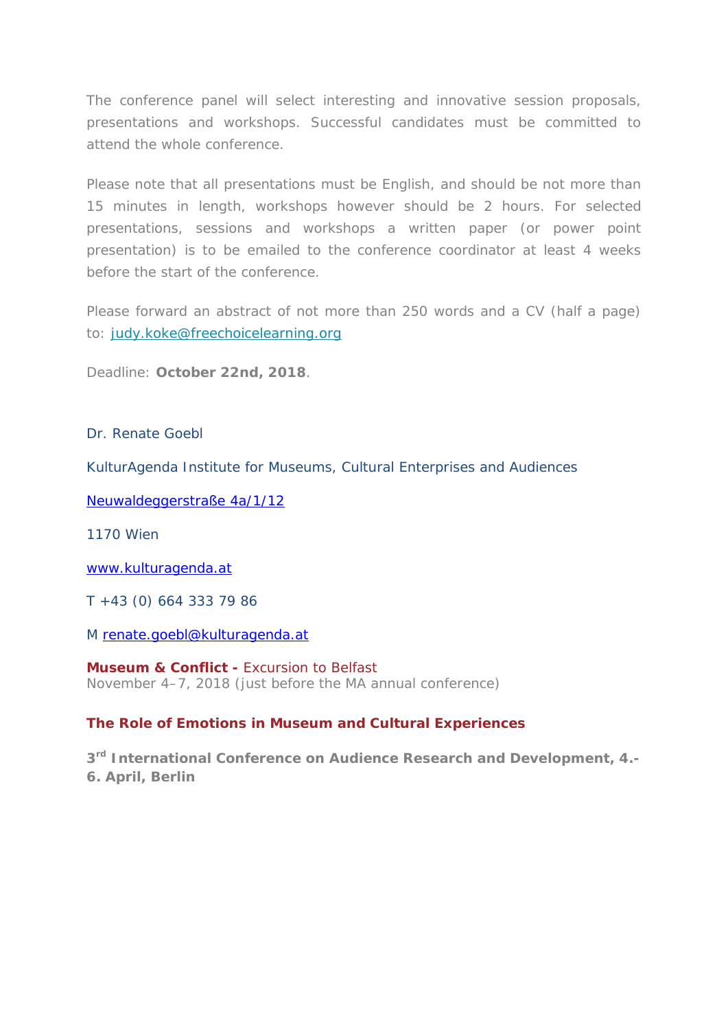The conference panel will select interesting and innovative session proposals, presentations and workshops. Successful candidates must be committed to attend the whole conference.

Please note that all presentations must be English, and should be not more than 15 minutes in length, workshops however should be 2 hours. For selected presentations, sessions and workshops a written paper (or power point presentation) is to be emailed to the conference coordinator at least 4 weeks before the start of the conference.

Please forward an abstract of not more than 250 words and a CV (half a page) to: [judy.koke@freechoicelearning.org](mailto:judy.koke@freechoicelearning.org)

Deadline: **October 22nd, 2018**.

Dr. Renate Goebl

KulturAgenda Institute for Museums, Cultural Enterprises and Audiences

Neuwaldeggerstraße 4a/1/12

1170 Wien

[www.kulturagenda.at](http://www.kulturagenda.at)

T +43 (0) 664 333 79 86

M [renate.goebl@kulturagenda.at](mailto:renate.goebl@kulturagenda.at)

**Museum & Conflict -** Excursion to Belfast
November 4–7, 2018 (just before the MA annual conference)

**The Role of Emotions in Museum and Cultural Experiences**

**3rd International Conference on Audience Research and Development, 4.-6. April, Berlin**